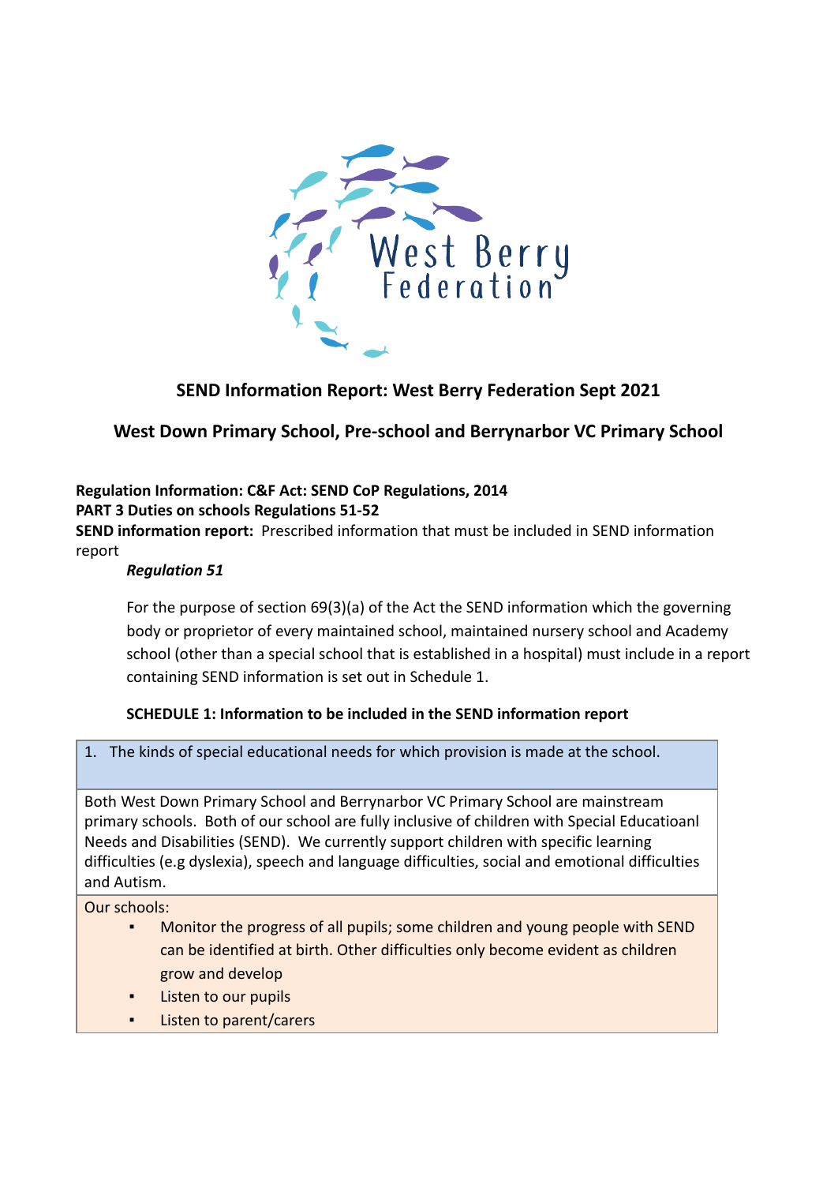West Berry Federation

## SEND Information Report: West Berry Federation Sept 2021

## West Down Primary School, Pre-school and Berrynarbor VC Primary School

**Regulation Information: C&F Act: SEND CoP Regulations, 2014**
**PART 3 Duties on schools Regulations 51-52**
**SEND information report:** Prescribed information that must be included in SEND information report

***Regulation 51***

For the purpose of section 69(3)(a) of the Act the SEND information which the governing body or proprietor of every maintained school, maintained nursery school and Academy school (other than a special school that is established in a hospital) must include in a report containing SEND information is set out in Schedule 1.

**SCHEDULE 1: Information to be included in the SEND information report**

| 1. The kinds of special educational needs for which provision is made at the school. |
|---|
| Both West Down Primary School and Berrynarbor VC Primary School are mainstream primary schools. Both of our school are fully inclusive of children with Special Educatioanl Needs and Disabilities (SEND). We currently support children with specific learning difficulties (e.g dyslexia), speech and language difficulties, social and emotional difficulties and Autism. |
| Our schools:<br>▪ Monitor the progress of all pupils; some children and young people with SEND can be identified at birth. Other difficulties only become evident as children grow and develop<br>▪ Listen to our pupils<br>▪ Listen to parent/carers |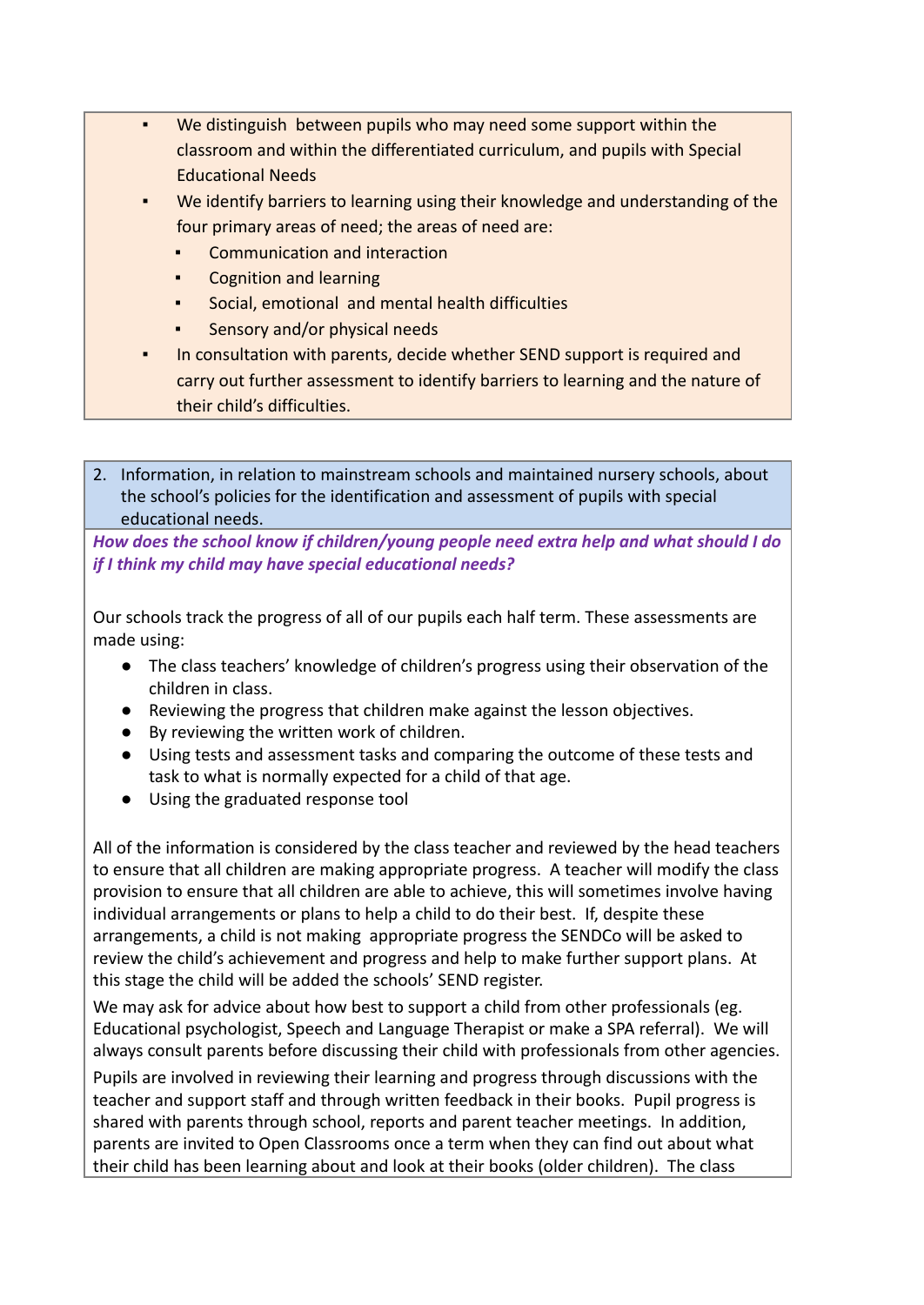- We distinguish between pupils who may need some support within the classroom and within the differentiated curriculum, and pupils with Special Educational Needs
- We identify barriers to learning using their knowledge and understanding of the four primary areas of need; the areas of need are:
  - Communication and interaction
  - Cognition and learning
  - Social, emotional and mental health difficulties
  - Sensory and/or physical needs
- In consultation with parents, decide whether SEND support is required and carry out further assessment to identify barriers to learning and the nature of their child's difficulties.

2. Information, in relation to mainstream schools and maintained nursery schools, about the school's policies for the identification and assessment of pupils with special educational needs.

***How does the school know if children/young people need extra help and what should I do if I think my child may have special educational needs?***

Our schools track the progress of all of our pupils each half term. These assessments are made using:

- The class teachers' knowledge of children's progress using their observation of the children in class.
- Reviewing the progress that children make against the lesson objectives.
- By reviewing the written work of children.
- Using tests and assessment tasks and comparing the outcome of these tests and task to what is normally expected for a child of that age.
- Using the graduated response tool

All of the information is considered by the class teacher and reviewed by the head teachers to ensure that all children are making appropriate progress. A teacher will modify the class provision to ensure that all children are able to achieve, this will sometimes involve having individual arrangements or plans to help a child to do their best. If, despite these arrangements, a child is not making appropriate progress the SENDCo will be asked to review the child's achievement and progress and help to make further support plans. At this stage the child will be added the schools' SEND register.

We may ask for advice about how best to support a child from other professionals (eg. Educational psychologist, Speech and Language Therapist or make a SPA referral). We will always consult parents before discussing their child with professionals from other agencies.

Pupils are involved in reviewing their learning and progress through discussions with the teacher and support staff and through written feedback in their books. Pupil progress is shared with parents through school, reports and parent teacher meetings. In addition, parents are invited to Open Classrooms once a term when they can find out about what their child has been learning about and look at their books (older children). The class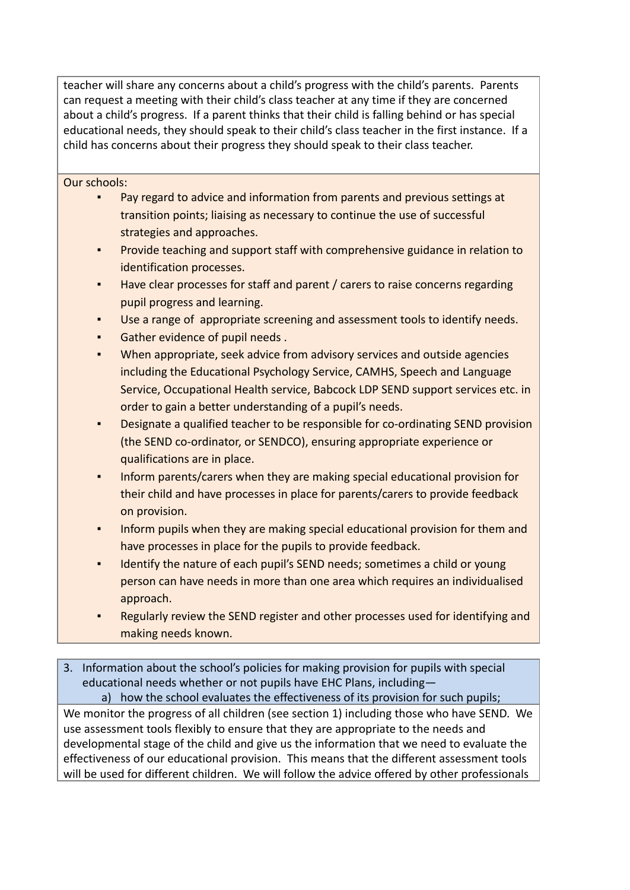teacher will share any concerns about a child's progress with the child's parents. Parents can request a meeting with their child's class teacher at any time if they are concerned about a child's progress. If a parent thinks that their child is falling behind or has special educational needs, they should speak to their child's class teacher in the first instance. If a child has concerns about their progress they should speak to their class teacher.

Our schools:

- Pay regard to advice and information from parents and previous settings at transition points; liaising as necessary to continue the use of successful strategies and approaches.
- Provide teaching and support staff with comprehensive guidance in relation to identification processes.
- Have clear processes for staff and parent / carers to raise concerns regarding pupil progress and learning.
- Use a range of appropriate screening and assessment tools to identify needs.
- Gather evidence of pupil needs .
- When appropriate, seek advice from advisory services and outside agencies including the Educational Psychology Service, CAMHS, Speech and Language Service, Occupational Health service, Babcock LDP SEND support services etc. in order to gain a better understanding of a pupil's needs.
- Designate a qualified teacher to be responsible for co-ordinating SEND provision (the SEND co-ordinator, or SENDCO), ensuring appropriate experience or qualifications are in place.
- Inform parents/carers when they are making special educational provision for their child and have processes in place for parents/carers to provide feedback on provision.
- Inform pupils when they are making special educational provision for them and have processes in place for the pupils to provide feedback.
- Identify the nature of each pupil's SEND needs; sometimes a child or young person can have needs in more than one area which requires an individualised approach.
- Regularly review the SEND register and other processes used for identifying and making needs known.

3. Information about the school's policies for making provision for pupils with special educational needs whether or not pupils have EHC Plans, including—
   a) how the school evaluates the effectiveness of its provision for such pupils;

We monitor the progress of all children (see section 1) including those who have SEND. We use assessment tools flexibly to ensure that they are appropriate to the needs and developmental stage of the child and give us the information that we need to evaluate the effectiveness of our educational provision. This means that the different assessment tools will be used for different children. We will follow the advice offered by other professionals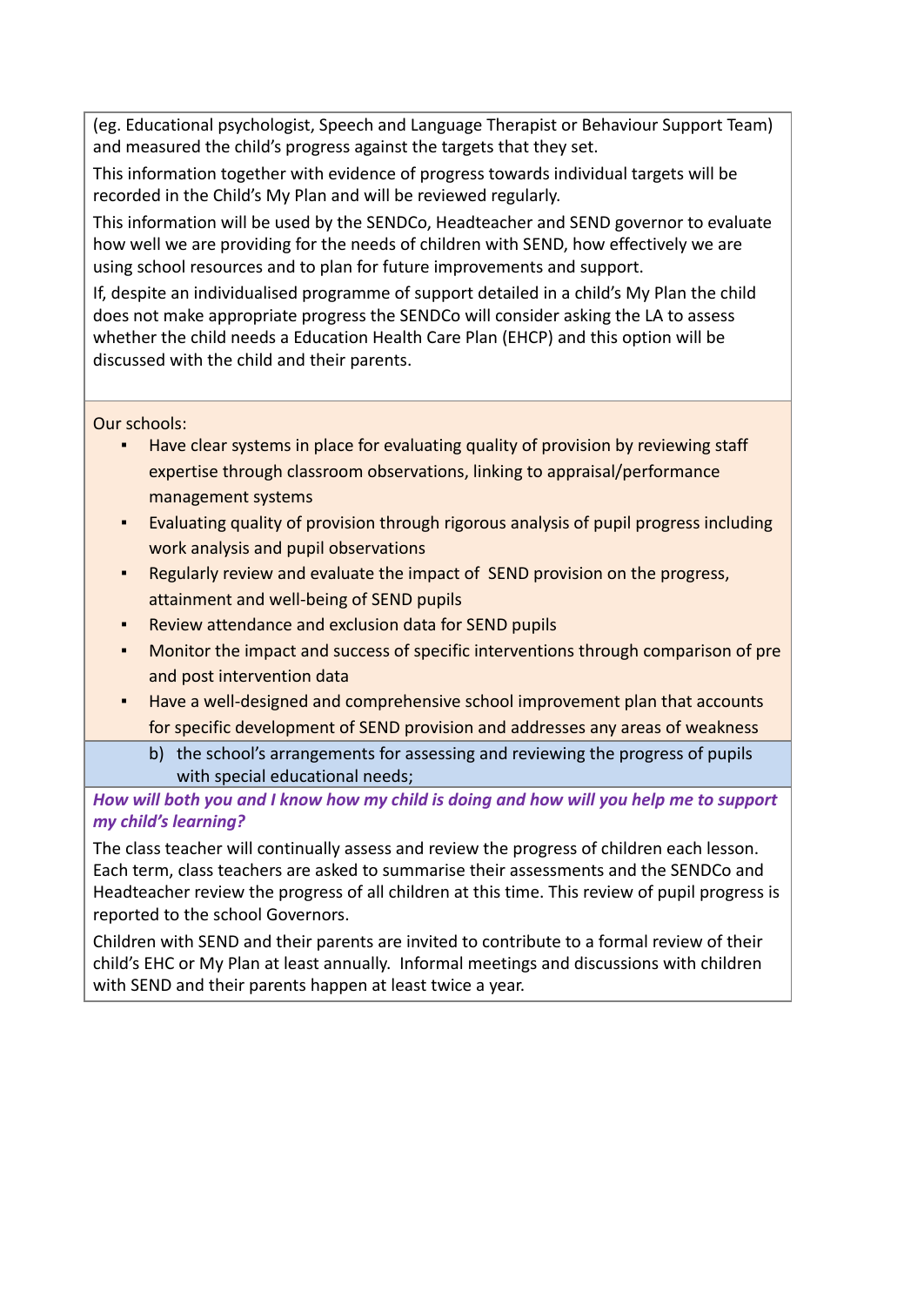(eg. Educational psychologist, Speech and Language Therapist or Behaviour Support Team) and measured the child's progress against the targets that they set.

This information together with evidence of progress towards individual targets will be recorded in the Child's My Plan and will be reviewed regularly.

This information will be used by the SENDCo, Headteacher and SEND governor to evaluate how well we are providing for the needs of children with SEND, how effectively we are using school resources and to plan for future improvements and support.

If, despite an individualised programme of support detailed in a child's My Plan the child does not make appropriate progress the SENDCo will consider asking the LA to assess whether the child needs a Education Health Care Plan (EHCP) and this option will be discussed with the child and their parents.

Our schools:

- Have clear systems in place for evaluating quality of provision by reviewing staff expertise through classroom observations, linking to appraisal/performance management systems
- Evaluating quality of provision through rigorous analysis of pupil progress including work analysis and pupil observations
- Regularly review and evaluate the impact of SEND provision on the progress, attainment and well-being of SEND pupils
- Review attendance and exclusion data for SEND pupils
- Monitor the impact and success of specific interventions through comparison of pre and post intervention data
- Have a well-designed and comprehensive school improvement plan that accounts for specific development of SEND provision and addresses any areas of weakness

b) the school's arrangements for assessing and reviewing the progress of pupils with special educational needs;

***How will both you and I know how my child is doing and how will you help me to support my child's learning?***

The class teacher will continually assess and review the progress of children each lesson. Each term, class teachers are asked to summarise their assessments and the SENDCo and Headteacher review the progress of all children at this time. This review of pupil progress is reported to the school Governors.

Children with SEND and their parents are invited to contribute to a formal review of their child's EHC or My Plan at least annually. Informal meetings and discussions with children with SEND and their parents happen at least twice a year.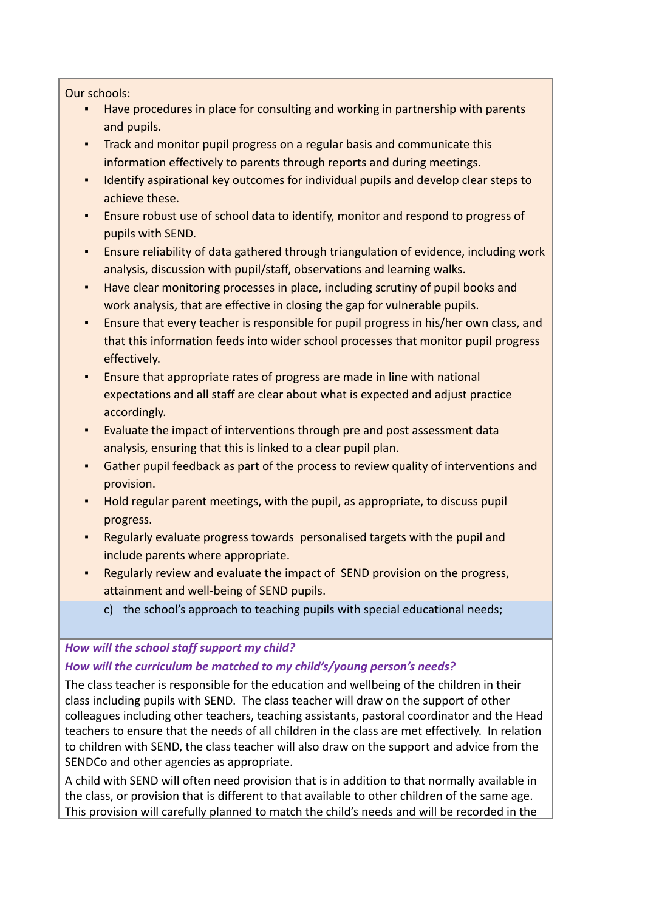Our schools:

- Have procedures in place for consulting and working in partnership with parents and pupils.
- Track and monitor pupil progress on a regular basis and communicate this information effectively to parents through reports and during meetings.
- Identify aspirational key outcomes for individual pupils and develop clear steps to achieve these.
- Ensure robust use of school data to identify, monitor and respond to progress of pupils with SEND.
- Ensure reliability of data gathered through triangulation of evidence, including work analysis, discussion with pupil/staff, observations and learning walks.
- Have clear monitoring processes in place, including scrutiny of pupil books and work analysis, that are effective in closing the gap for vulnerable pupils.
- Ensure that every teacher is responsible for pupil progress in his/her own class, and that this information feeds into wider school processes that monitor pupil progress effectively.
- Ensure that appropriate rates of progress are made in line with national expectations and all staff are clear about what is expected and adjust practice accordingly.
- Evaluate the impact of interventions through pre and post assessment data analysis, ensuring that this is linked to a clear pupil plan.
- Gather pupil feedback as part of the process to review quality of interventions and provision.
- Hold regular parent meetings, with the pupil, as appropriate, to discuss pupil progress.
- Regularly evaluate progress towards personalised targets with the pupil and include parents where appropriate.
- Regularly review and evaluate the impact of SEND provision on the progress, attainment and well-being of SEND pupils.

c) the school's approach to teaching pupils with special educational needs;

***How will the school staff support my child?***

***How will the curriculum be matched to my child's/young person's needs?***

The class teacher is responsible for the education and wellbeing of the children in their class including pupils with SEND. The class teacher will draw on the support of other colleagues including other teachers, teaching assistants, pastoral coordinator and the Head teachers to ensure that the needs of all children in the class are met effectively. In relation to children with SEND, the class teacher will also draw on the support and advice from the SENDCo and other agencies as appropriate.

A child with SEND will often need provision that is in addition to that normally available in the class, or provision that is different to that available to other children of the same age. This provision will carefully planned to match the child's needs and will be recorded in the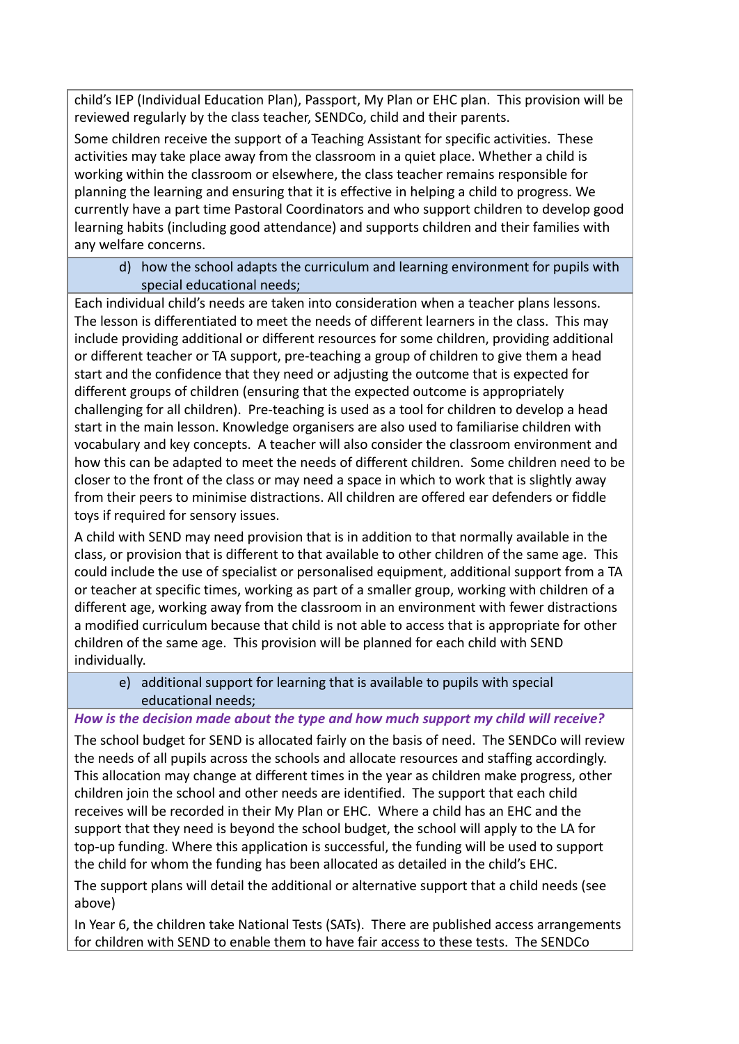child's IEP (Individual Education Plan), Passport, My Plan or EHC plan. This provision will be reviewed regularly by the class teacher, SENDCo, child and their parents.

Some children receive the support of a Teaching Assistant for specific activities. These activities may take place away from the classroom in a quiet place. Whether a child is working within the classroom or elsewhere, the class teacher remains responsible for planning the learning and ensuring that it is effective in helping a child to progress. We currently have a part time Pastoral Coordinators and who support children to develop good learning habits (including good attendance) and supports children and their families with any welfare concerns.

d) how the school adapts the curriculum and learning environment for pupils with special educational needs;

Each individual child's needs are taken into consideration when a teacher plans lessons. The lesson is differentiated to meet the needs of different learners in the class. This may include providing additional or different resources for some children, providing additional or different teacher or TA support, pre-teaching a group of children to give them a head start and the confidence that they need or adjusting the outcome that is expected for different groups of children (ensuring that the expected outcome is appropriately challenging for all children). Pre-teaching is used as a tool for children to develop a head start in the main lesson. Knowledge organisers are also used to familiarise children with vocabulary and key concepts. A teacher will also consider the classroom environment and how this can be adapted to meet the needs of different children. Some children need to be closer to the front of the class or may need a space in which to work that is slightly away from their peers to minimise distractions. All children are offered ear defenders or fiddle toys if required for sensory issues.

A child with SEND may need provision that is in addition to that normally available in the class, or provision that is different to that available to other children of the same age. This could include the use of specialist or personalised equipment, additional support from a TA or teacher at specific times, working as part of a smaller group, working with children of a different age, working away from the classroom in an environment with fewer distractions a modified curriculum because that child is not able to access that is appropriate for other children of the same age. This provision will be planned for each child with SEND individually.

e) additional support for learning that is available to pupils with special educational needs;

***How is the decision made about the type and how much support my child will receive?***

The school budget for SEND is allocated fairly on the basis of need. The SENDCo will review the needs of all pupils across the schools and allocate resources and staffing accordingly. This allocation may change at different times in the year as children make progress, other children join the school and other needs are identified. The support that each child receives will be recorded in their My Plan or EHC. Where a child has an EHC and the support that they need is beyond the school budget, the school will apply to the LA for top-up funding. Where this application is successful, the funding will be used to support the child for whom the funding has been allocated as detailed in the child's EHC.

The support plans will detail the additional or alternative support that a child needs (see above)

In Year 6, the children take National Tests (SATs). There are published access arrangements for children with SEND to enable them to have fair access to these tests. The SENDCo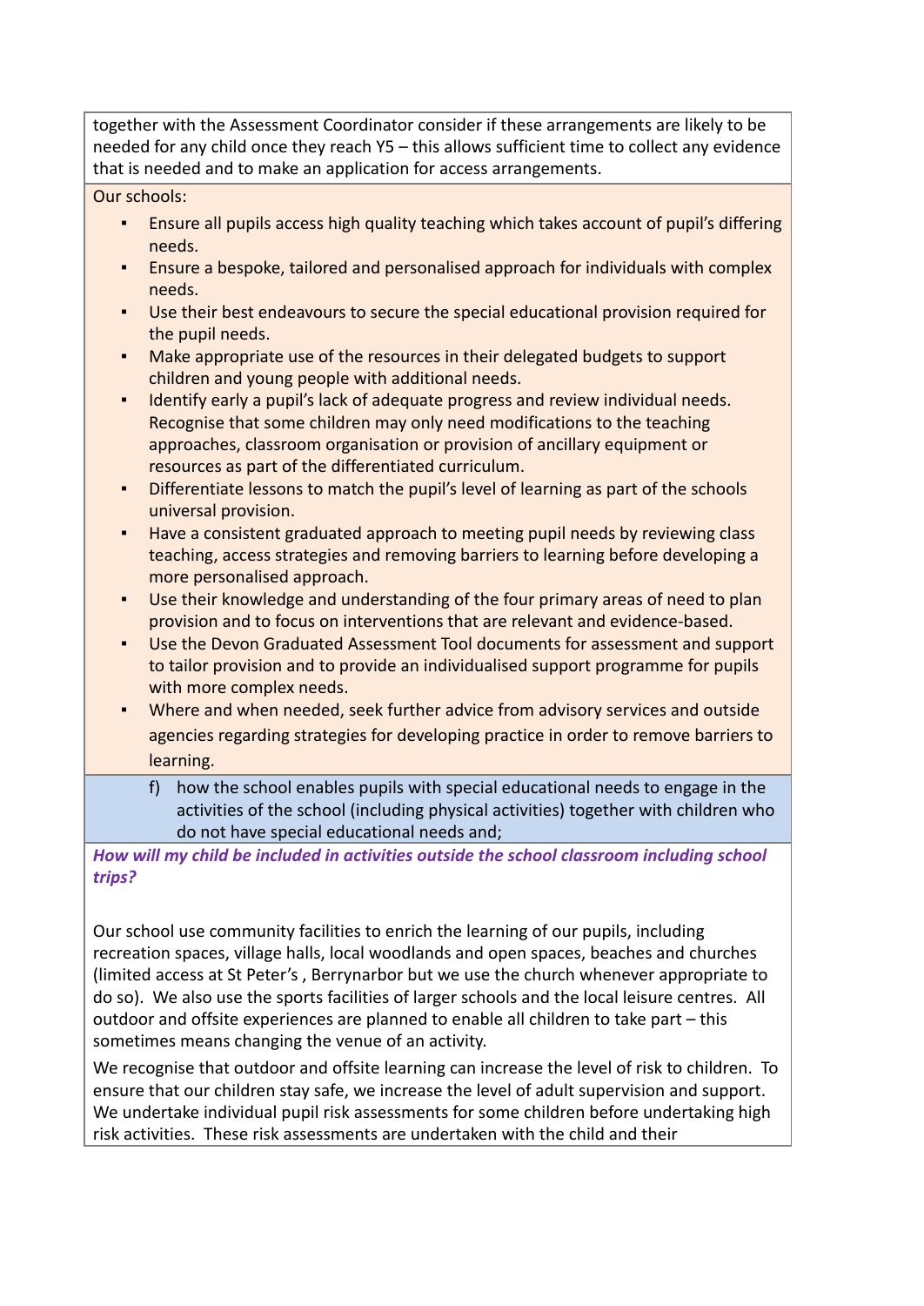together with the Assessment Coordinator consider if these arrangements are likely to be needed for any child once they reach Y5 – this allows sufficient time to collect any evidence that is needed and to make an application for access arrangements.

Our schools:

- Ensure all pupils access high quality teaching which takes account of pupil's differing needs.
- Ensure a bespoke, tailored and personalised approach for individuals with complex needs.
- Use their best endeavours to secure the special educational provision required for the pupil needs.
- Make appropriate use of the resources in their delegated budgets to support children and young people with additional needs.
- Identify early a pupil's lack of adequate progress and review individual needs. Recognise that some children may only need modifications to the teaching approaches, classroom organisation or provision of ancillary equipment or resources as part of the differentiated curriculum.
- Differentiate lessons to match the pupil's level of learning as part of the schools universal provision.
- Have a consistent graduated approach to meeting pupil needs by reviewing class teaching, access strategies and removing barriers to learning before developing a more personalised approach.
- Use their knowledge and understanding of the four primary areas of need to plan provision and to focus on interventions that are relevant and evidence-based.
- Use the Devon Graduated Assessment Tool documents for assessment and support to tailor provision and to provide an individualised support programme for pupils with more complex needs.
- Where and when needed, seek further advice from advisory services and outside agencies regarding strategies for developing practice in order to remove barriers to learning.

f) how the school enables pupils with special educational needs to engage in the activities of the school (including physical activities) together with children who do not have special educational needs and;

***How will my child be included in activities outside the school classroom including school trips?***

Our school use community facilities to enrich the learning of our pupils, including recreation spaces, village halls, local woodlands and open spaces, beaches and churches (limited access at St Peter's , Berrynarbor but we use the church whenever appropriate to do so). We also use the sports facilities of larger schools and the local leisure centres. All outdoor and offsite experiences are planned to enable all children to take part – this sometimes means changing the venue of an activity.

We recognise that outdoor and offsite learning can increase the level of risk to children. To ensure that our children stay safe, we increase the level of adult supervision and support. We undertake individual pupil risk assessments for some children before undertaking high risk activities. These risk assessments are undertaken with the child and their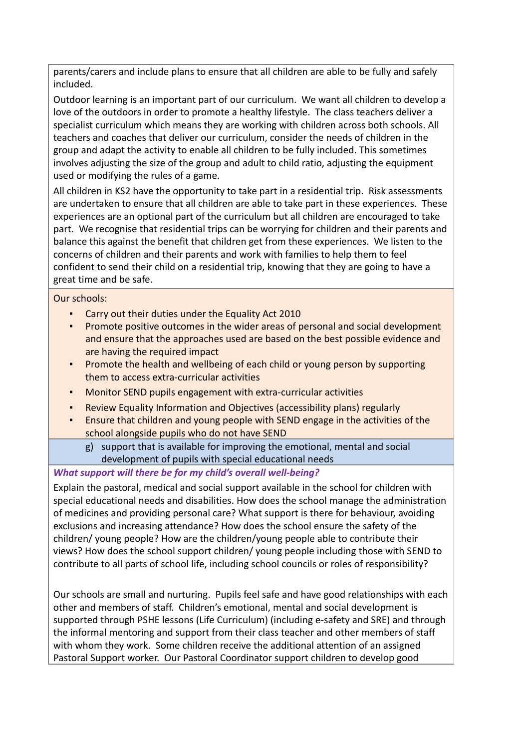parents/carers and include plans to ensure that all children are able to be fully and safely included.

Outdoor learning is an important part of our curriculum. We want all children to develop a love of the outdoors in order to promote a healthy lifestyle. The class teachers deliver a specialist curriculum which means they are working with children across both schools. All teachers and coaches that deliver our curriculum, consider the needs of children in the group and adapt the activity to enable all children to be fully included. This sometimes involves adjusting the size of the group and adult to child ratio, adjusting the equipment used or modifying the rules of a game.

All children in KS2 have the opportunity to take part in a residential trip. Risk assessments are undertaken to ensure that all children are able to take part in these experiences. These experiences are an optional part of the curriculum but all children are encouraged to take part. We recognise that residential trips can be worrying for children and their parents and balance this against the benefit that children get from these experiences. We listen to the concerns of children and their parents and work with families to help them to feel confident to send their child on a residential trip, knowing that they are going to have a great time and be safe.

Our schools:

- Carry out their duties under the Equality Act 2010
- Promote positive outcomes in the wider areas of personal and social development and ensure that the approaches used are based on the best possible evidence and are having the required impact
- Promote the health and wellbeing of each child or young person by supporting them to access extra-curricular activities
- Monitor SEND pupils engagement with extra-curricular activities
- Review Equality Information and Objectives (accessibility plans) regularly
- Ensure that children and young people with SEND engage in the activities of the school alongside pupils who do not have SEND

g) support that is available for improving the emotional, mental and social development of pupils with special educational needs

***What support will there be for my child's overall well-being?***

Explain the pastoral, medical and social support available in the school for children with special educational needs and disabilities. How does the school manage the administration of medicines and providing personal care? What support is there for behaviour, avoiding exclusions and increasing attendance? How does the school ensure the safety of the children/ young people? How are the children/young people able to contribute their views? How does the school support children/ young people including those with SEND to contribute to all parts of school life, including school councils or roles of responsibility?

Our schools are small and nurturing. Pupils feel safe and have good relationships with each other and members of staff. Children's emotional, mental and social development is supported through PSHE lessons (Life Curriculum) (including e-safety and SRE) and through the informal mentoring and support from their class teacher and other members of staff with whom they work. Some children receive the additional attention of an assigned Pastoral Support worker. Our Pastoral Coordinator support children to develop good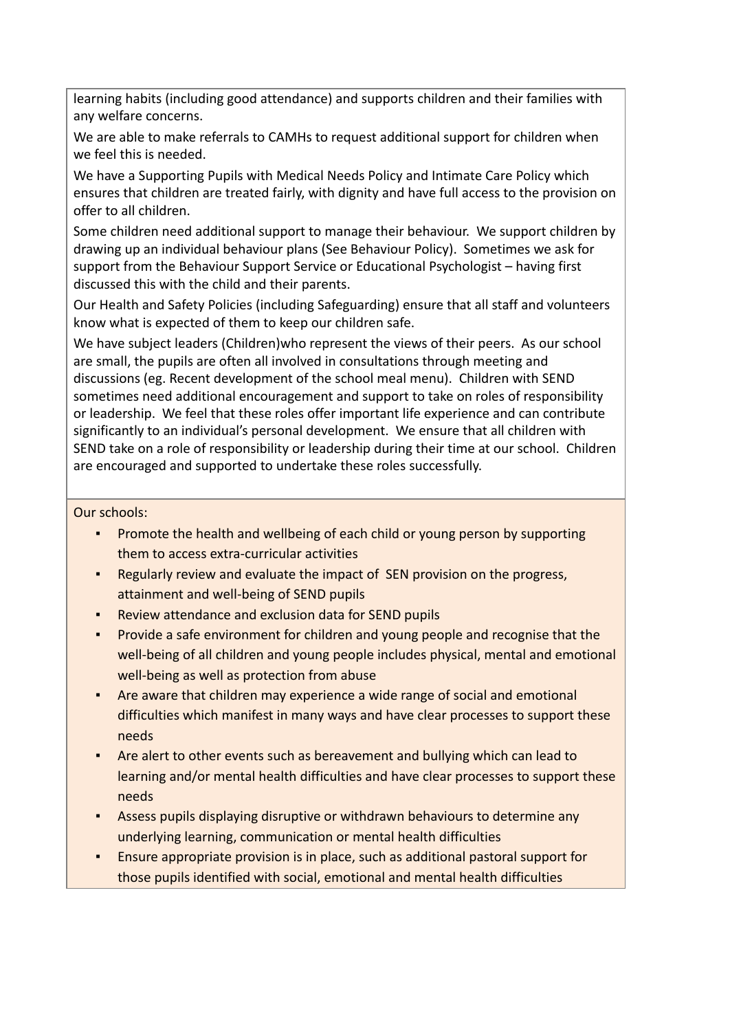learning habits (including good attendance) and supports children and their families with any welfare concerns.

We are able to make referrals to CAMHs to request additional support for children when we feel this is needed.

We have a Supporting Pupils with Medical Needs Policy and Intimate Care Policy which ensures that children are treated fairly, with dignity and have full access to the provision on offer to all children.

Some children need additional support to manage their behaviour. We support children by drawing up an individual behaviour plans (See Behaviour Policy). Sometimes we ask for support from the Behaviour Support Service or Educational Psychologist – having first discussed this with the child and their parents.

Our Health and Safety Policies (including Safeguarding) ensure that all staff and volunteers know what is expected of them to keep our children safe.

We have subject leaders (Children)who represent the views of their peers. As our school are small, the pupils are often all involved in consultations through meeting and discussions (eg. Recent development of the school meal menu). Children with SEND sometimes need additional encouragement and support to take on roles of responsibility or leadership. We feel that these roles offer important life experience and can contribute significantly to an individual's personal development. We ensure that all children with SEND take on a role of responsibility or leadership during their time at our school. Children are encouraged and supported to undertake these roles successfully.

Our schools:

- Promote the health and wellbeing of each child or young person by supporting them to access extra-curricular activities
- Regularly review and evaluate the impact of SEN provision on the progress, attainment and well-being of SEND pupils
- Review attendance and exclusion data for SEND pupils
- Provide a safe environment for children and young people and recognise that the well-being of all children and young people includes physical, mental and emotional well-being as well as protection from abuse
- Are aware that children may experience a wide range of social and emotional difficulties which manifest in many ways and have clear processes to support these needs
- Are alert to other events such as bereavement and bullying which can lead to learning and/or mental health difficulties and have clear processes to support these needs
- Assess pupils displaying disruptive or withdrawn behaviours to determine any underlying learning, communication or mental health difficulties
- Ensure appropriate provision is in place, such as additional pastoral support for those pupils identified with social, emotional and mental health difficulties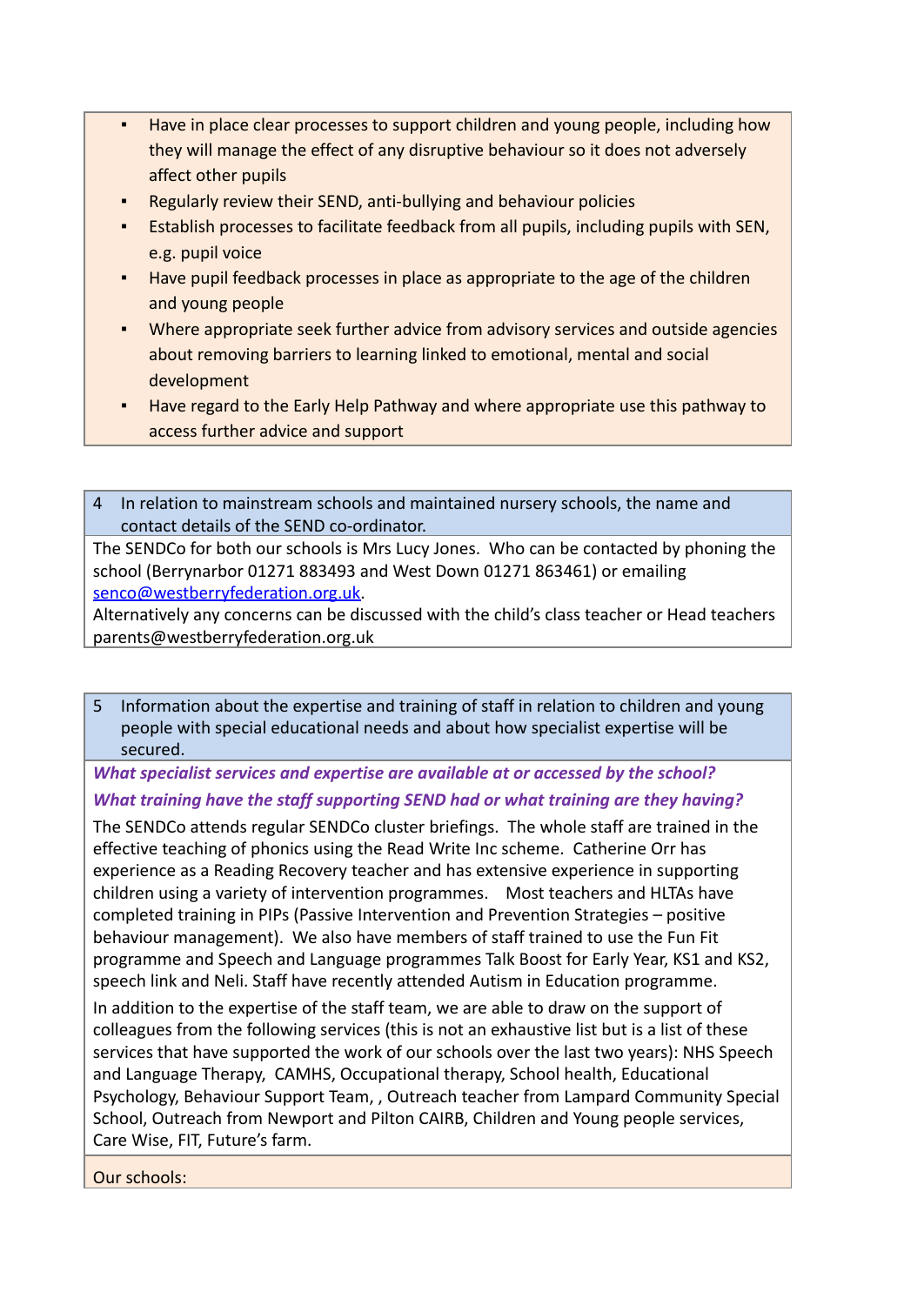- Have in place clear processes to support children and young people, including how they will manage the effect of any disruptive behaviour so it does not adversely affect other pupils
- Regularly review their SEND, anti-bullying and behaviour policies
- Establish processes to facilitate feedback from all pupils, including pupils with SEN, e.g. pupil voice
- Have pupil feedback processes in place as appropriate to the age of the children and young people
- Where appropriate seek further advice from advisory services and outside agencies about removing barriers to learning linked to emotional, mental and social development
- Have regard to the Early Help Pathway and where appropriate use this pathway to access further advice and support

## 4 In relation to mainstream schools and maintained nursery schools, the name and contact details of the SEND co-ordinator.

The SENDCo for both our schools is Mrs Lucy Jones. Who can be contacted by phoning the school (Berrynarbor 01271 883493 and West Down 01271 863461) or emailing senco@westberryfederation.org.uk.

Alternatively any concerns can be discussed with the child's class teacher or Head teachers parents@westberryfederation.org.uk

## 5 Information about the expertise and training of staff in relation to children and young people with special educational needs and about how specialist expertise will be secured.

***What specialist services and expertise are available at or accessed by the school?***

***What training have the staff supporting SEND had or what training are they having?***

The SENDCo attends regular SENDCo cluster briefings. The whole staff are trained in the effective teaching of phonics using the Read Write Inc scheme. Catherine Orr has experience as a Reading Recovery teacher and has extensive experience in supporting children using a variety of intervention programmes. Most teachers and HLTAs have completed training in PIPs (Passive Intervention and Prevention Strategies – positive behaviour management). We also have members of staff trained to use the Fun Fit programme and Speech and Language programmes Talk Boost for Early Year, KS1 and KS2, speech link and Neli. Staff have recently attended Autism in Education programme.

In addition to the expertise of the staff team, we are able to draw on the support of colleagues from the following services (this is not an exhaustive list but is a list of these services that have supported the work of our schools over the last two years): NHS Speech and Language Therapy, CAMHS, Occupational therapy, School health, Educational Psychology, Behaviour Support Team, , Outreach teacher from Lampard Community Special School, Outreach from Newport and Pilton CAIRB, Children and Young people services, Care Wise, FIT, Future's farm.

Our schools: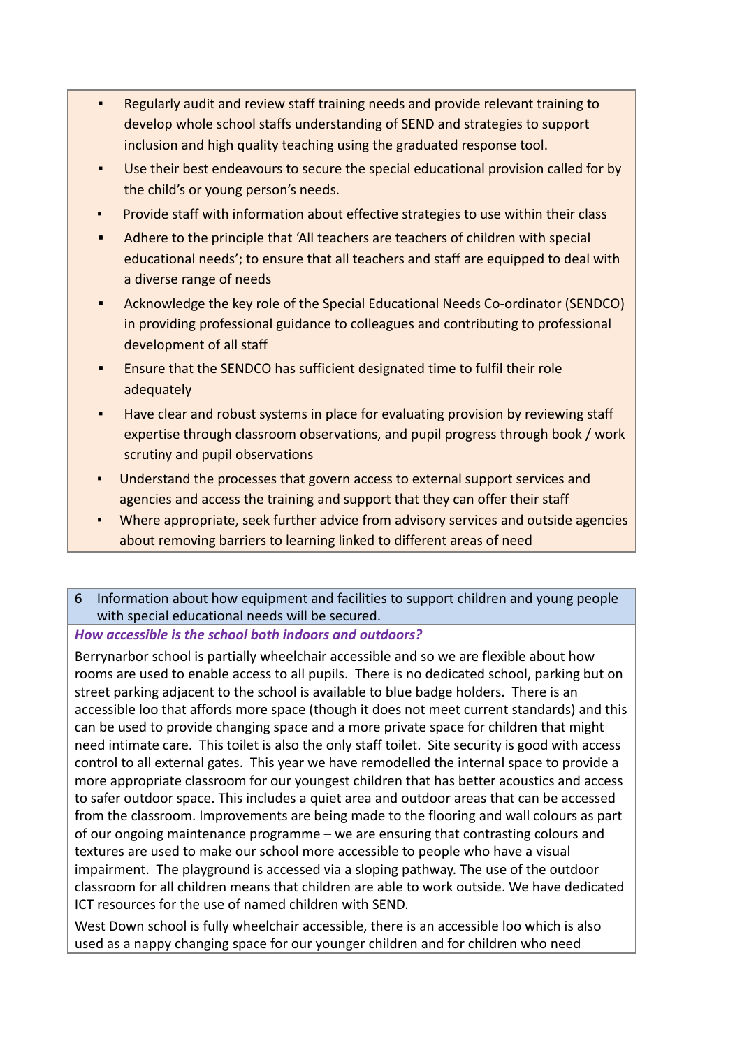- Regularly audit and review staff training needs and provide relevant training to develop whole school staffs understanding of SEND and strategies to support inclusion and high quality teaching using the graduated response tool.
- Use their best endeavours to secure the special educational provision called for by the child's or young person's needs.
- Provide staff with information about effective strategies to use within their class
- Adhere to the principle that 'All teachers are teachers of children with special educational needs'; to ensure that all teachers and staff are equipped to deal with a diverse range of needs
- Acknowledge the key role of the Special Educational Needs Co-ordinator (SENDCO) in providing professional guidance to colleagues and contributing to professional development of all staff
- Ensure that the SENDCO has sufficient designated time to fulfil their role adequately
- Have clear and robust systems in place for evaluating provision by reviewing staff expertise through classroom observations, and pupil progress through book / work scrutiny and pupil observations
- Understand the processes that govern access to external support services and agencies and access the training and support that they can offer their staff
- Where appropriate, seek further advice from advisory services and outside agencies about removing barriers to learning linked to different areas of need

## 6 Information about how equipment and facilities to support children and young people with special educational needs will be secured.

***How accessible is the school both indoors and outdoors?***

Berrynarbor school is partially wheelchair accessible and so we are flexible about how rooms are used to enable access to all pupils. There is no dedicated school, parking but on street parking adjacent to the school is available to blue badge holders. There is an accessible loo that affords more space (though it does not meet current standards) and this can be used to provide changing space and a more private space for children that might need intimate care. This toilet is also the only staff toilet. Site security is good with access control to all external gates. This year we have remodelled the internal space to provide a more appropriate classroom for our youngest children that has better acoustics and access to safer outdoor space. This includes a quiet area and outdoor areas that can be accessed from the classroom. Improvements are being made to the flooring and wall colours as part of our ongoing maintenance programme – we are ensuring that contrasting colours and textures are used to make our school more accessible to people who have a visual impairment. The playground is accessed via a sloping pathway. The use of the outdoor classroom for all children means that children are able to work outside. We have dedicated ICT resources for the use of named children with SEND.

West Down school is fully wheelchair accessible, there is an accessible loo which is also used as a nappy changing space for our younger children and for children who need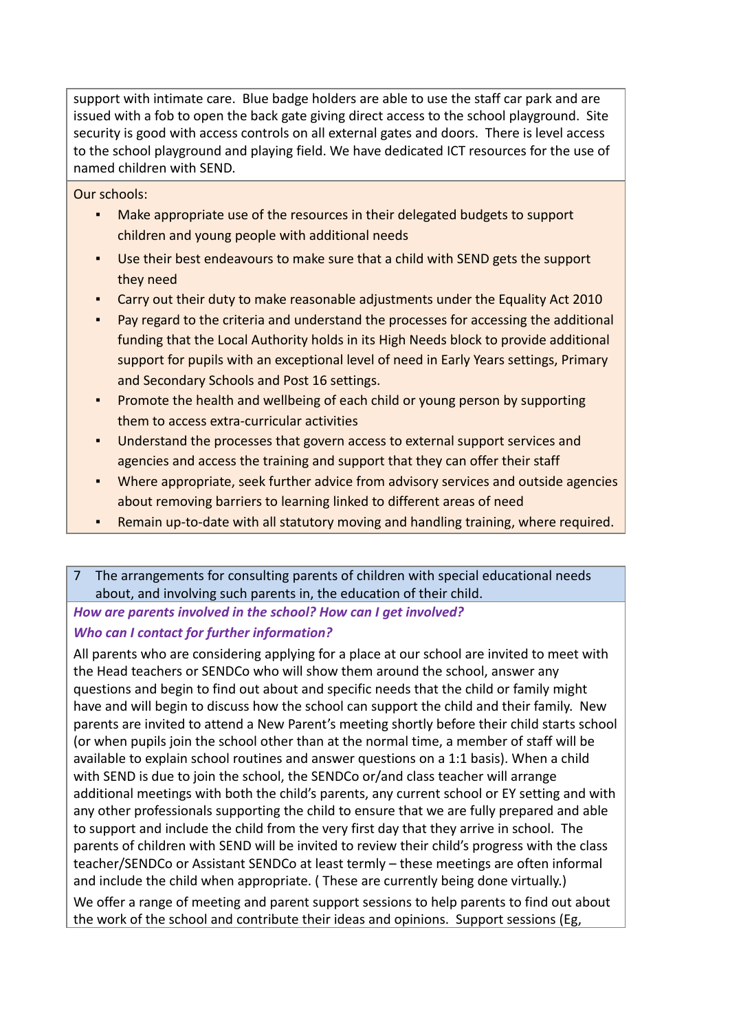support with intimate care. Blue badge holders are able to use the staff car park and are issued with a fob to open the back gate giving direct access to the school playground. Site security is good with access controls on all external gates and doors. There is level access to the school playground and playing field. We have dedicated ICT resources for the use of named children with SEND.

Our schools:

- Make appropriate use of the resources in their delegated budgets to support children and young people with additional needs
- Use their best endeavours to make sure that a child with SEND gets the support they need
- Carry out their duty to make reasonable adjustments under the Equality Act 2010
- Pay regard to the criteria and understand the processes for accessing the additional funding that the Local Authority holds in its High Needs block to provide additional support for pupils with an exceptional level of need in Early Years settings, Primary and Secondary Schools and Post 16 settings.
- Promote the health and wellbeing of each child or young person by supporting them to access extra-curricular activities
- Understand the processes that govern access to external support services and agencies and access the training and support that they can offer their staff
- Where appropriate, seek further advice from advisory services and outside agencies about removing barriers to learning linked to different areas of need
- Remain up-to-date with all statutory moving and handling training, where required.

## 7 The arrangements for consulting parents of children with special educational needs about, and involving such parents in, the education of their child.

***How are parents involved in the school? How can I get involved?***

***Who can I contact for further information?***

All parents who are considering applying for a place at our school are invited to meet with the Head teachers or SENDCo who will show them around the school, answer any questions and begin to find out about and specific needs that the child or family might have and will begin to discuss how the school can support the child and their family. New parents are invited to attend a New Parent's meeting shortly before their child starts school (or when pupils join the school other than at the normal time, a member of staff will be available to explain school routines and answer questions on a 1:1 basis). When a child with SEND is due to join the school, the SENDCo or/and class teacher will arrange additional meetings with both the child's parents, any current school or EY setting and with any other professionals supporting the child to ensure that we are fully prepared and able to support and include the child from the very first day that they arrive in school. The parents of children with SEND will be invited to review their child's progress with the class teacher/SENDCo or Assistant SENDCo at least termly – these meetings are often informal and include the child when appropriate. ( These are currently being done virtually.)

We offer a range of meeting and parent support sessions to help parents to find out about the work of the school and contribute their ideas and opinions. Support sessions (Eg,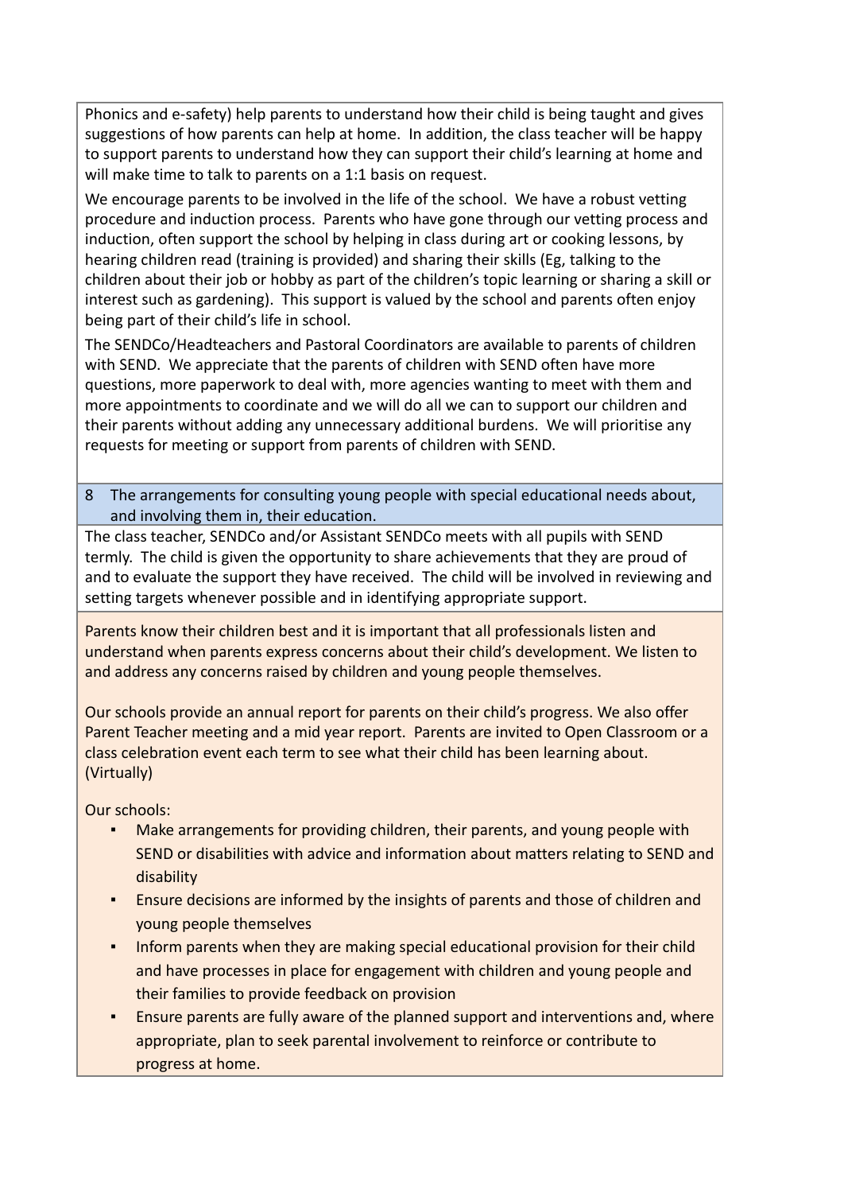Phonics and e-safety) help parents to understand how their child is being taught and gives suggestions of how parents can help at home. In addition, the class teacher will be happy to support parents to understand how they can support their child's learning at home and will make time to talk to parents on a 1:1 basis on request.

We encourage parents to be involved in the life of the school. We have a robust vetting procedure and induction process. Parents who have gone through our vetting process and induction, often support the school by helping in class during art or cooking lessons, by hearing children read (training is provided) and sharing their skills (Eg, talking to the children about their job or hobby as part of the children's topic learning or sharing a skill or interest such as gardening). This support is valued by the school and parents often enjoy being part of their child's life in school.

The SENDCo/Headteachers and Pastoral Coordinators are available to parents of children with SEND. We appreciate that the parents of children with SEND often have more questions, more paperwork to deal with, more agencies wanting to meet with them and more appointments to coordinate and we will do all we can to support our children and their parents without adding any unnecessary additional burdens. We will prioritise any requests for meeting or support from parents of children with SEND.

## 8 The arrangements for consulting young people with special educational needs about, and involving them in, their education.

The class teacher, SENDCo and/or Assistant SENDCo meets with all pupils with SEND termly. The child is given the opportunity to share achievements that they are proud of and to evaluate the support they have received. The child will be involved in reviewing and setting targets whenever possible and in identifying appropriate support.

Parents know their children best and it is important that all professionals listen and understand when parents express concerns about their child's development. We listen to and address any concerns raised by children and young people themselves.

Our schools provide an annual report for parents on their child's progress. We also offer Parent Teacher meeting and a mid year report. Parents are invited to Open Classroom or a class celebration event each term to see what their child has been learning about. (Virtually)

Our schools:

- Make arrangements for providing children, their parents, and young people with SEND or disabilities with advice and information about matters relating to SEND and disability
- Ensure decisions are informed by the insights of parents and those of children and young people themselves
- Inform parents when they are making special educational provision for their child and have processes in place for engagement with children and young people and their families to provide feedback on provision
- Ensure parents are fully aware of the planned support and interventions and, where appropriate, plan to seek parental involvement to reinforce or contribute to progress at home.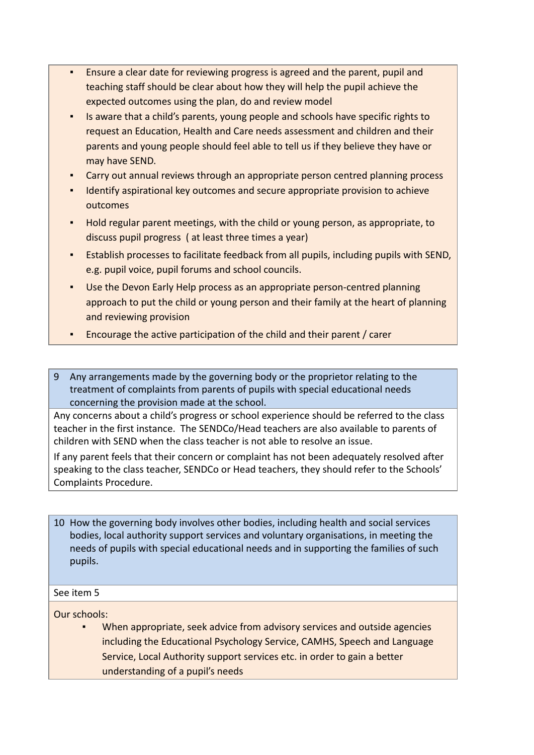- Ensure a clear date for reviewing progress is agreed and the parent, pupil and teaching staff should be clear about how they will help the pupil achieve the expected outcomes using the plan, do and review model
- Is aware that a child's parents, young people and schools have specific rights to request an Education, Health and Care needs assessment and children and their parents and young people should feel able to tell us if they believe they have or may have SEND.
- Carry out annual reviews through an appropriate person centred planning process
- Identify aspirational key outcomes and secure appropriate provision to achieve outcomes
- Hold regular parent meetings, with the child or young person, as appropriate, to discuss pupil progress ( at least three times a year)
- Establish processes to facilitate feedback from all pupils, including pupils with SEND, e.g. pupil voice, pupil forums and school councils.
- Use the Devon Early Help process as an appropriate person-centred planning approach to put the child or young person and their family at the heart of planning and reviewing provision
- Encourage the active participation of the child and their parent / carer

**9 Any arrangements made by the governing body or the proprietor relating to the treatment of complaints from parents of pupils with special educational needs concerning the provision made at the school.**

Any concerns about a child's progress or school experience should be referred to the class teacher in the first instance. The SENDCo/Head teachers are also available to parents of children with SEND when the class teacher is not able to resolve an issue.

If any parent feels that their concern or complaint has not been adequately resolved after speaking to the class teacher, SENDCo or Head teachers, they should refer to the Schools' Complaints Procedure.

**10 How the governing body involves other bodies, including health and social services bodies, local authority support services and voluntary organisations, in meeting the needs of pupils with special educational needs and in supporting the families of such pupils.**

See item 5

Our schools:

- When appropriate, seek advice from advisory services and outside agencies including the Educational Psychology Service, CAMHS, Speech and Language Service, Local Authority support services etc. in order to gain a better understanding of a pupil's needs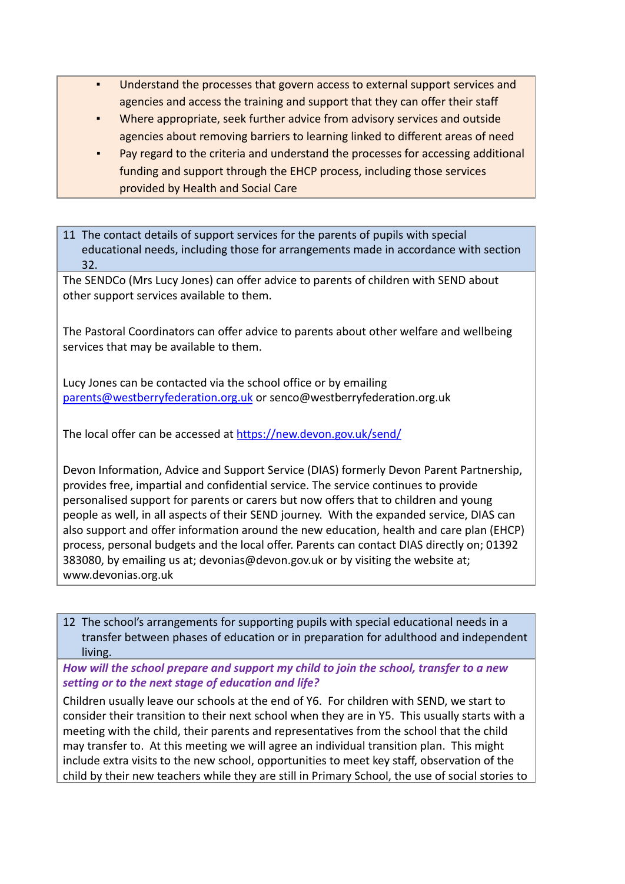- Understand the processes that govern access to external support services and agencies and access the training and support that they can offer their staff
- Where appropriate, seek further advice from advisory services and outside agencies about removing barriers to learning linked to different areas of need
- Pay regard to the criteria and understand the processes for accessing additional funding and support through the EHCP process, including those services provided by Health and Social Care

## 11 The contact details of support services for the parents of pupils with special educational needs, including those for arrangements made in accordance with section 32.

The SENDCo (Mrs Lucy Jones) can offer advice to parents of children with SEND about other support services available to them.

The Pastoral Coordinators can offer advice to parents about other welfare and wellbeing services that may be available to them.

Lucy Jones can be contacted via the school office or by emailing parents@westberryfederation.org.uk or senco@westberryfederation.org.uk

The local offer can be accessed at https://new.devon.gov.uk/send/

Devon Information, Advice and Support Service (DIAS) formerly Devon Parent Partnership, provides free, impartial and confidential service. The service continues to provide personalised support for parents or carers but now offers that to children and young people as well, in all aspects of their SEND journey. With the expanded service, DIAS can also support and offer information around the new education, health and care plan (EHCP) process, personal budgets and the local offer. Parents can contact DIAS directly on; 01392 383080, by emailing us at; devonias@devon.gov.uk or by visiting the website at; www.devonias.org.uk

## 12 The school's arrangements for supporting pupils with special educational needs in a transfer between phases of education or in preparation for adulthood and independent living.

***How will the school prepare and support my child to join the school, transfer to a new setting or to the next stage of education and life?***

Children usually leave our schools at the end of Y6. For children with SEND, we start to consider their transition to their next school when they are in Y5. This usually starts with a meeting with the child, their parents and representatives from the school that the child may transfer to. At this meeting we will agree an individual transition plan. This might include extra visits to the new school, opportunities to meet key staff, observation of the child by their new teachers while they are still in Primary School, the use of social stories to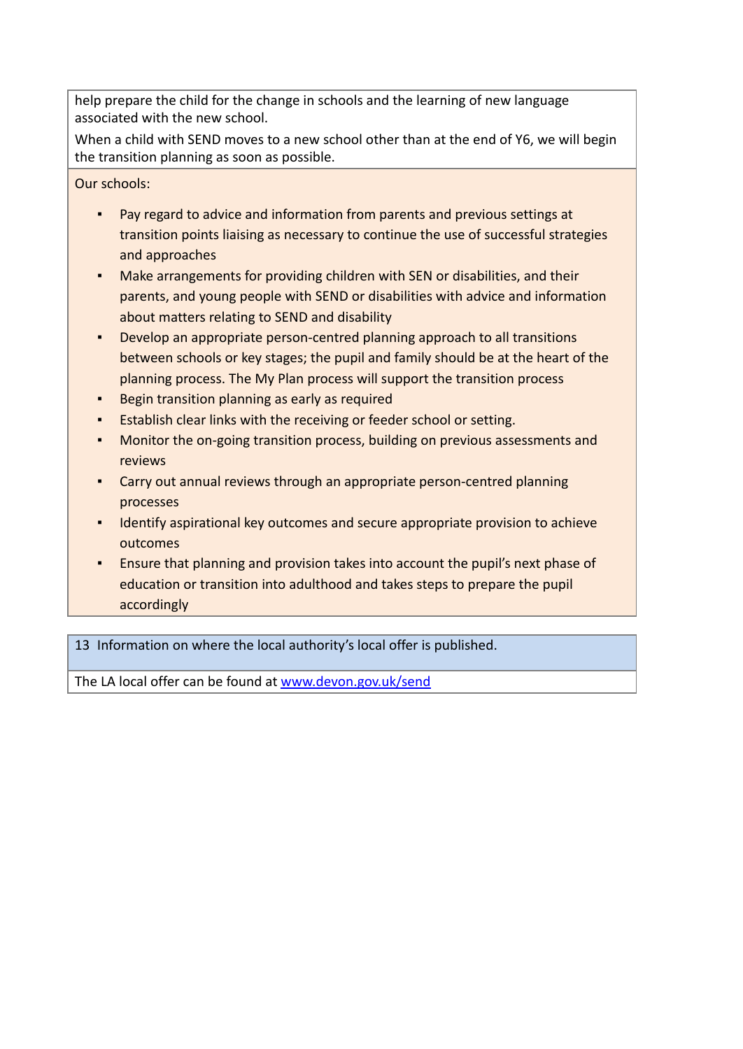help prepare the child for the change in schools and the learning of new language associated with the new school.

When a child with SEND moves to a new school other than at the end of Y6, we will begin the transition planning as soon as possible.

Our schools:

- Pay regard to advice and information from parents and previous settings at transition points liaising as necessary to continue the use of successful strategies and approaches
- Make arrangements for providing children with SEN or disabilities, and their parents, and young people with SEND or disabilities with advice and information about matters relating to SEND and disability
- Develop an appropriate person-centred planning approach to all transitions between schools or key stages; the pupil and family should be at the heart of the planning process. The My Plan process will support the transition process
- Begin transition planning as early as required
- Establish clear links with the receiving or feeder school or setting.
- Monitor the on-going transition process, building on previous assessments and reviews
- Carry out annual reviews through an appropriate person-centred planning processes
- Identify aspirational key outcomes and secure appropriate provision to achieve outcomes
- Ensure that planning and provision takes into account the pupil's next phase of education or transition into adulthood and takes steps to prepare the pupil accordingly

## 13 Information on where the local authority's local offer is published.

The LA local offer can be found at [www.devon.gov.uk/send](http://www.devon.gov.uk/send)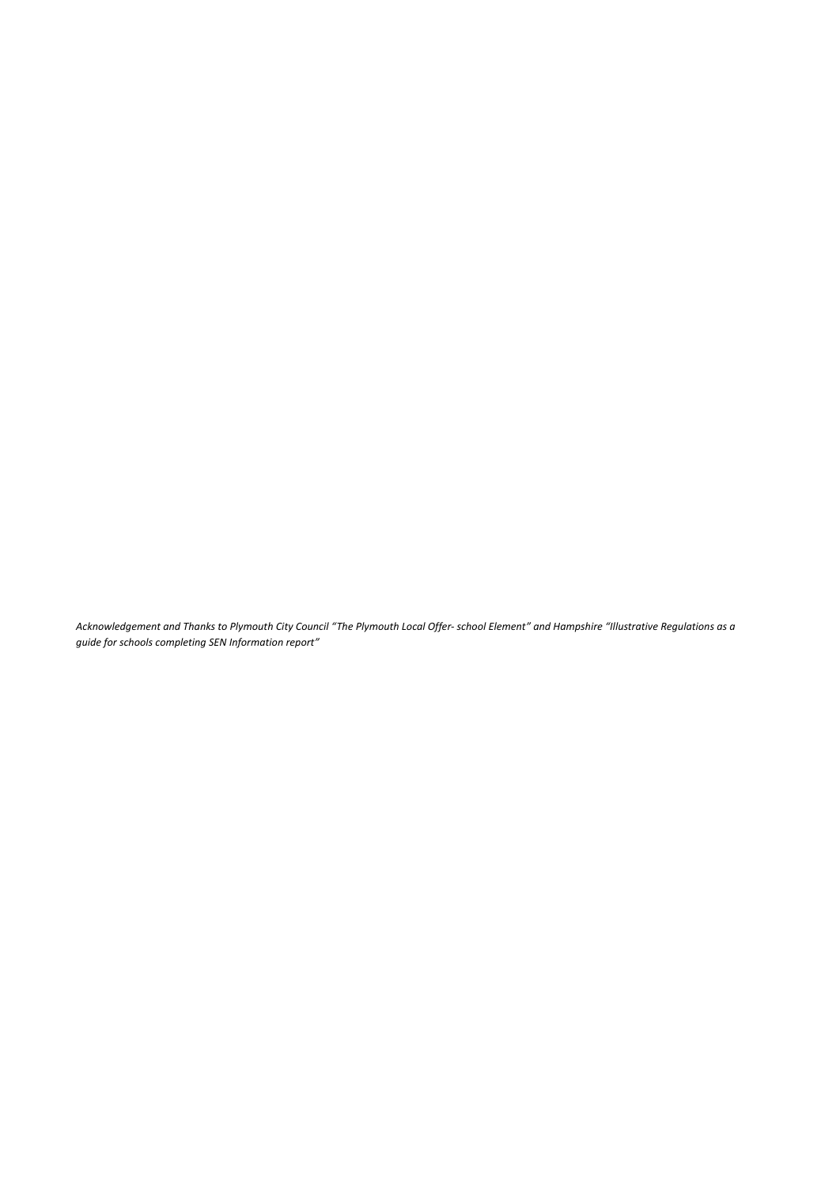*Acknowledgement and Thanks to Plymouth City Council "The Plymouth Local Offer- school Element" and Hampshire "Illustrative Regulations as a guide for schools completing SEN Information report"*